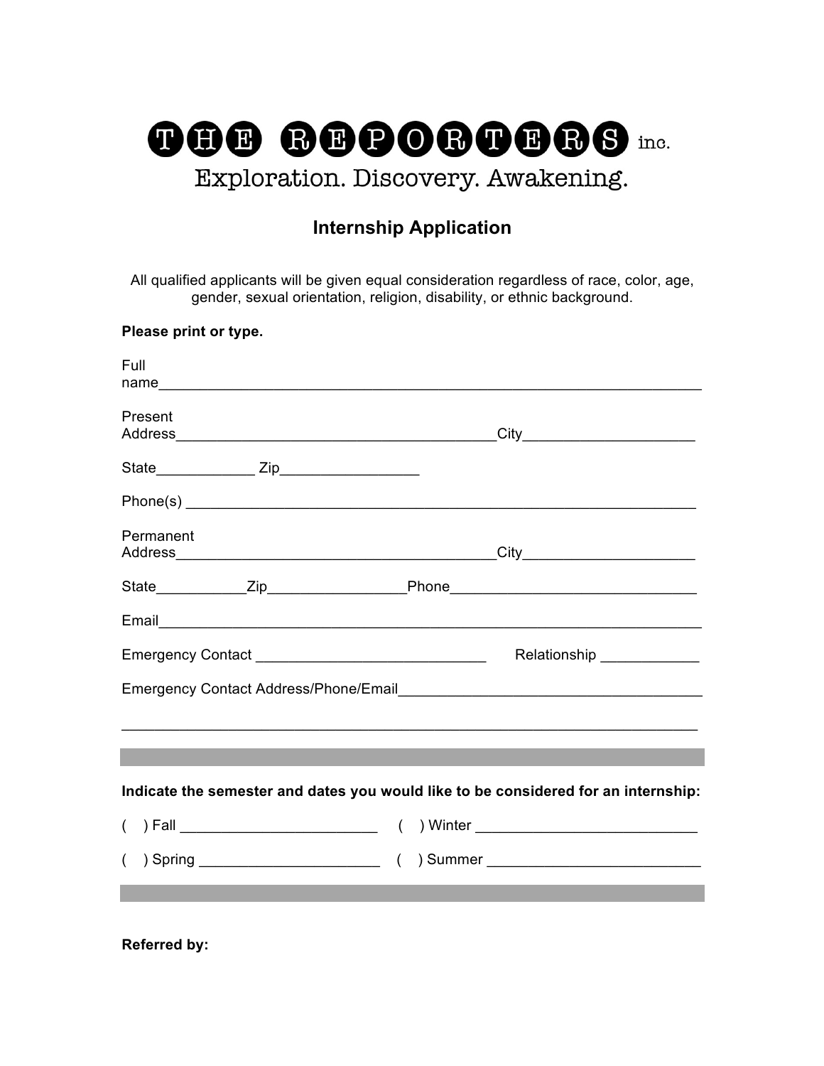# THE REPORTERS inc.

Exploration. Discovery. Awakening.

## Internship Application

All qualified applicants will be given equal consideration regardless of race, color, age, gender, sexual orientation, religion, disability, or ethnic background.

**Please print or type.**

Full name_____________________________________________________________________

Present Address_______________________________________City____________________

State____________ Zip________________

Phone(s) _____________________________________________________________

Permanent Address_______________________________________City____________________

State___________Zip________________Phone_____________________________

Email_____________________________________________________________________

Emergency Contact ____________________________ Relationship ____________

Emergency Contact Address/Phone/Email____________________________________

_____________________________________________________________________

---

**Indicate the semester and dates you would like to be considered for an internship:**

( ) Fall ________________________ ( ) Winter ___________________________

( ) Spring ______________________ ( ) Summer __________________________

---

**Referred by:**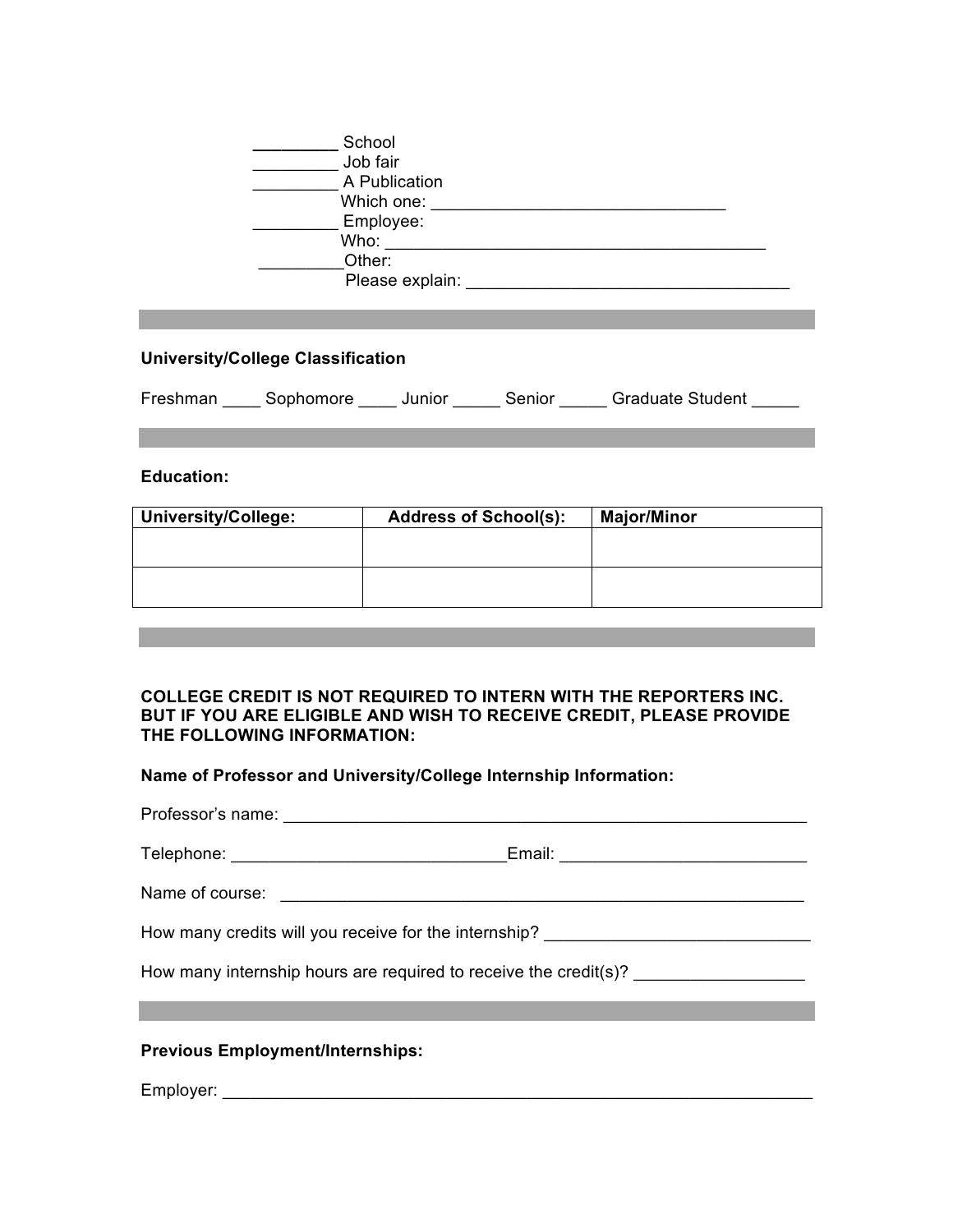_________ School
_________ Job fair
_________ A Publication
Which one: ________________________________
_________ Employee:
Who: __________________________________________
_________Other:
Please explain: ___________________________________

---

**University/College Classification**

Freshman ____ Sophomore ____ Junior _____ Senior _____ Graduate Student _____

---

**Education:**

| University/College: | Address of School(s): | Major/Minor |
|---|---|---|
| | | |
| | | |

---

**COLLEGE CREDIT IS NOT REQUIRED TO INTERN WITH THE REPORTERS INC. BUT IF YOU ARE ELIGIBLE AND WISH TO RECEIVE CREDIT, PLEASE PROVIDE THE FOLLOWING INFORMATION:**

**Name of Professor and University/College Internship Information:**

Professor's name: ________________________________________________________

Telephone: _____________________________Email: __________________________

Name of course: _________________________________________________________

How many credits will you receive for the internship? ____________________________

How many internship hours are required to receive the credit(s)? __________________

---

**Previous Employment/Internships:**

Employer: _________________________________________________________________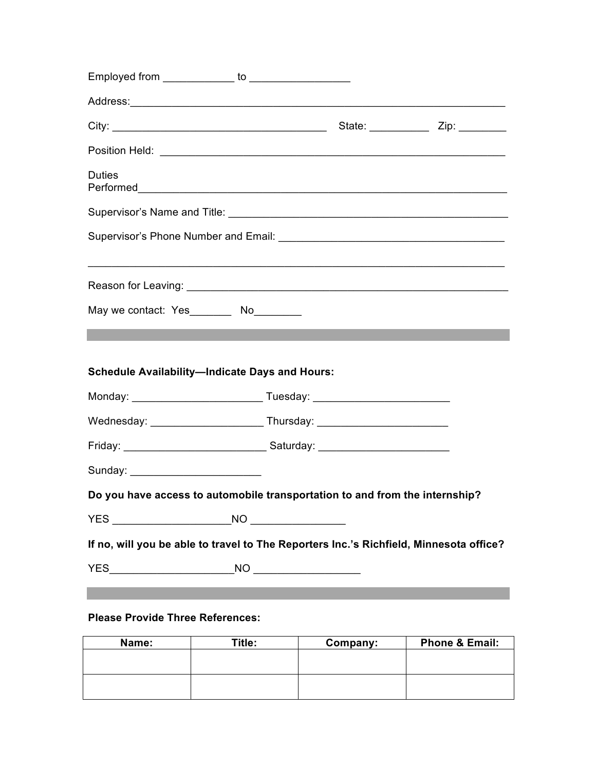Employed from ____________ to ________________

Address: ________________________________________________________________

City: ____________________________________ State: __________ Zip: ________

Position Held: ___________________________________________________________

Duties Performed_________________________________________________________

Supervisor's Name and Title: _______________________________________________

Supervisor's Phone Number and Email: _______________________________________

_________________________________________________________________________

Reason for Leaving: ______________________________________________________

May we contact: Yes_______ No________

---

**Schedule Availability—Indicate Days and Hours:**

Monday: ______________________ Tuesday: _______________________

Wednesday: ___________________ Thursday: ______________________

Friday: ________________________ Saturday: ______________________

Sunday: ______________________

**Do you have access to automobile transportation to and from the internship?**

YES ____________________NO ________________

**If no, will you be able to travel to The Reporters Inc.'s Richfield, Minnesota office?**

YES_____________________NO _________________

---

**Please Provide Three References:**

| Name: | Title: | Company: | Phone & Email: |
|---|---|---|---|
| | | | |
| | | | |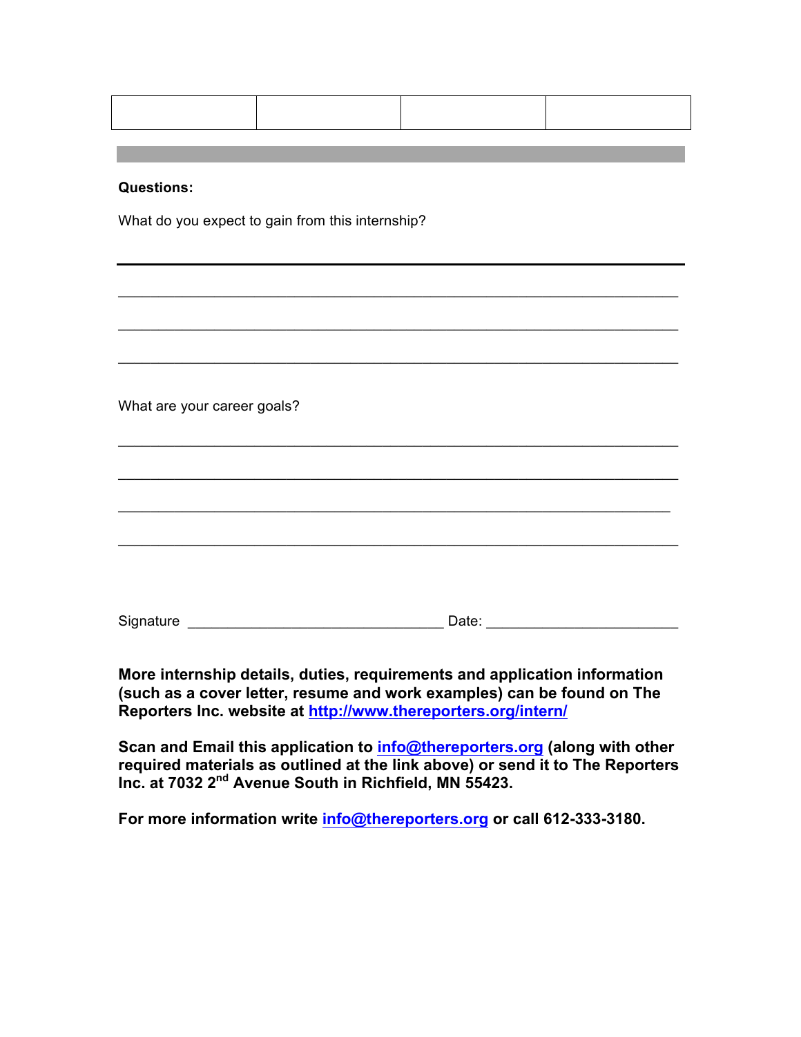| | | | |
|---|---|---|---|
| | | | |

**Questions:**

What do you expect to gain from this internship?

___________________________________________________________________

___________________________________________________________________

___________________________________________________________________

___________________________________________________________________

What are your career goals?

___________________________________________________________________

___________________________________________________________________

___________________________________________________________________

___________________________________________________________________

Signature _______________________________ Date: ______________________

**More internship details, duties, requirements and application information (such as a cover letter, resume and work examples) can be found on The Reporters Inc. website at [http://www.thereporters.org/intern/](http://www.thereporters.org/intern/)**

**Scan and Email this application to [info@thereporters.org](mailto:info@thereporters.org) (along with other required materials as outlined at the link above) or send it to The Reporters Inc. at 7032 2nd Avenue South in Richfield, MN 55423.**

**For more information write [info@thereporters.org](mailto:info@thereporters.org) or call 612-333-3180.**